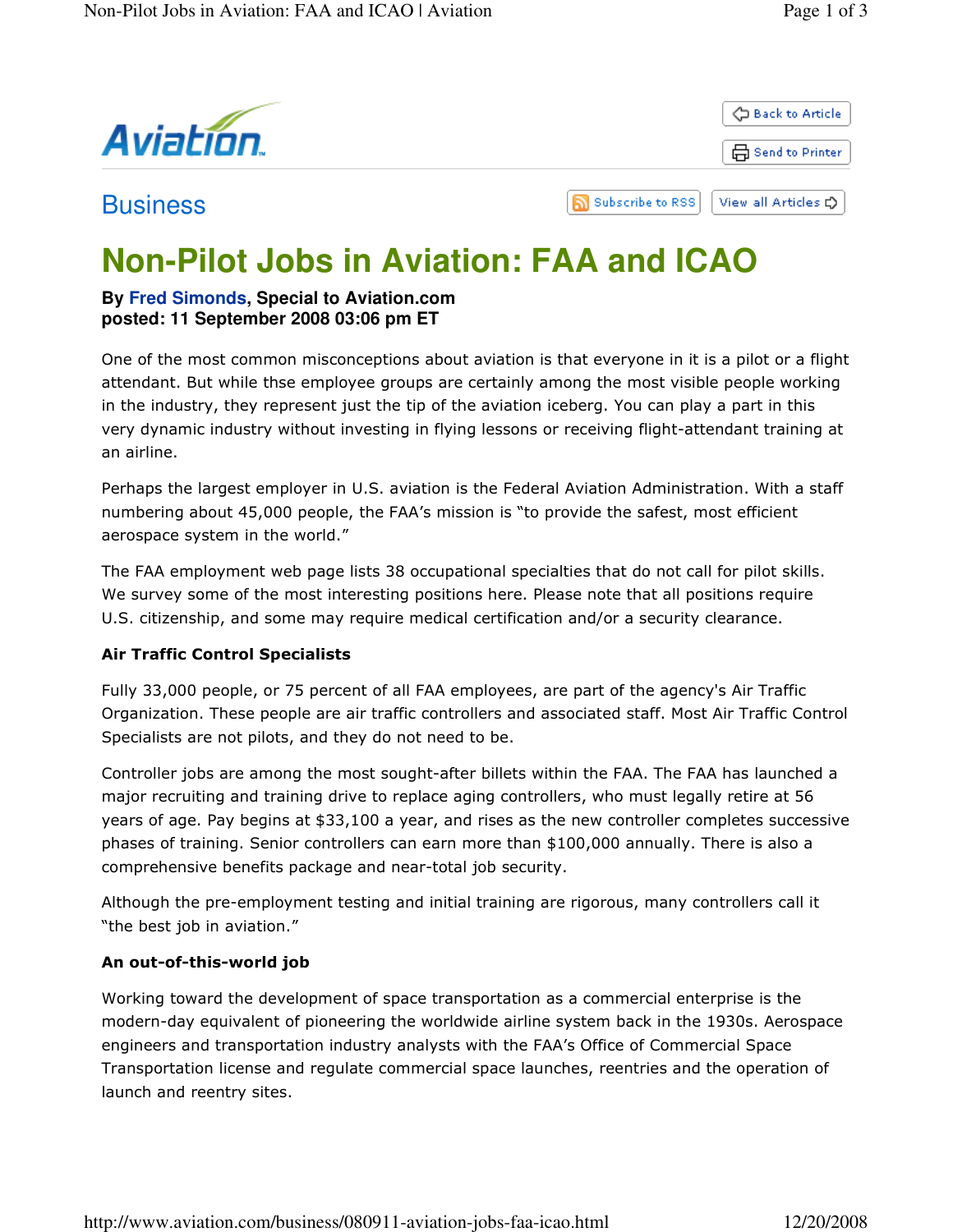Aviation

Business

# Non-Pilot Jobs in Aviation: FAA and ICAO

**By Fred Simonds, Special to Aviation.com**
**posted: 11 September 2008 03:06 pm ET**

One of the most common misconceptions about aviation is that everyone in it is a pilot or a flight attendant. But while thse employee groups are certainly among the most visible people working in the industry, they represent just the tip of the aviation iceberg. You can play a part in this very dynamic industry without investing in flying lessons or receiving flight-attendant training at an airline.

Perhaps the largest employer in U.S. aviation is the Federal Aviation Administration. With a staff numbering about 45,000 people, the FAA's mission is "to provide the safest, most efficient aerospace system in the world."

The FAA employment web page lists 38 occupational specialties that do not call for pilot skills. We survey some of the most interesting positions here. Please note that all positions require U.S. citizenship, and some may require medical certification and/or a security clearance.

**Air Traffic Control Specialists**

Fully 33,000 people, or 75 percent of all FAA employees, are part of the agency's Air Traffic Organization. These people are air traffic controllers and associated staff. Most Air Traffic Control Specialists are not pilots, and they do not need to be.

Controller jobs are among the most sought-after billets within the FAA. The FAA has launched a major recruiting and training drive to replace aging controllers, who must legally retire at 56 years of age. Pay begins at $33,100 a year, and rises as the new controller completes successive phases of training. Senior controllers can earn more than $100,000 annually. There is also a comprehensive benefits package and near-total job security.

Although the pre-employment testing and initial training are rigorous, many controllers call it "the best job in aviation."

**An out-of-this-world job**

Working toward the development of space transportation as a commercial enterprise is the modern-day equivalent of pioneering the worldwide airline system back in the 1930s. Aerospace engineers and transportation industry analysts with the FAA's Office of Commercial Space Transportation license and regulate commercial space launches, reentries and the operation of launch and reentry sites.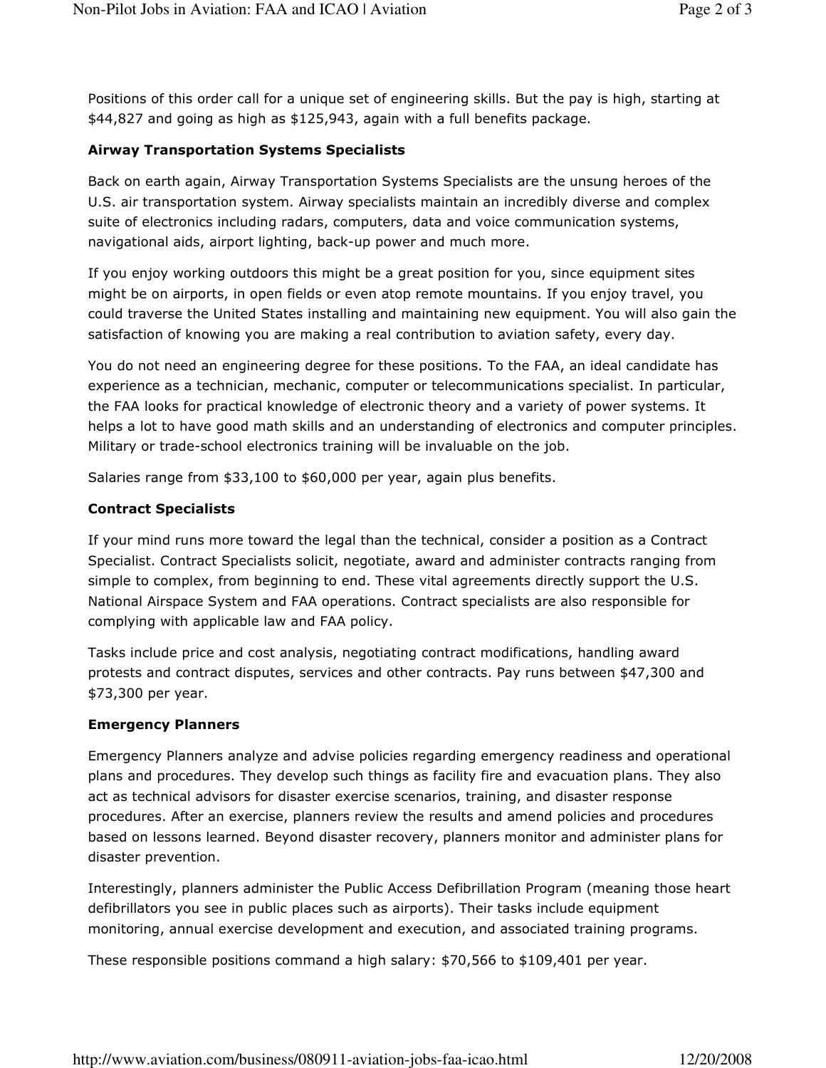Positions of this order call for a unique set of engineering skills. But the pay is high, starting at $44,827 and going as high as $125,943, again with a full benefits package.

**Airway Transportation Systems Specialists**

Back on earth again, Airway Transportation Systems Specialists are the unsung heroes of the U.S. air transportation system. Airway specialists maintain an incredibly diverse and complex suite of electronics including radars, computers, data and voice communication systems, navigational aids, airport lighting, back-up power and much more.

If you enjoy working outdoors this might be a great position for you, since equipment sites might be on airports, in open fields or even atop remote mountains. If you enjoy travel, you could traverse the United States installing and maintaining new equipment. You will also gain the satisfaction of knowing you are making a real contribution to aviation safety, every day.

You do not need an engineering degree for these positions. To the FAA, an ideal candidate has experience as a technician, mechanic, computer or telecommunications specialist. In particular, the FAA looks for practical knowledge of electronic theory and a variety of power systems. It helps a lot to have good math skills and an understanding of electronics and computer principles. Military or trade-school electronics training will be invaluable on the job.

Salaries range from $33,100 to $60,000 per year, again plus benefits.

**Contract Specialists**

If your mind runs more toward the legal than the technical, consider a position as a Contract Specialist. Contract Specialists solicit, negotiate, award and administer contracts ranging from simple to complex, from beginning to end. These vital agreements directly support the U.S. National Airspace System and FAA operations. Contract specialists are also responsible for complying with applicable law and FAA policy.

Tasks include price and cost analysis, negotiating contract modifications, handling award protests and contract disputes, services and other contracts. Pay runs between $47,300 and $73,300 per year.

**Emergency Planners**

Emergency Planners analyze and advise policies regarding emergency readiness and operational plans and procedures. They develop such things as facility fire and evacuation plans. They also act as technical advisors for disaster exercise scenarios, training, and disaster response procedures. After an exercise, planners review the results and amend policies and procedures based on lessons learned. Beyond disaster recovery, planners monitor and administer plans for disaster prevention.

Interestingly, planners administer the Public Access Defibrillation Program (meaning those heart defibrillators you see in public places such as airports). Their tasks include equipment monitoring, annual exercise development and execution, and associated training programs.

These responsible positions command a high salary: $70,566 to $109,401 per year.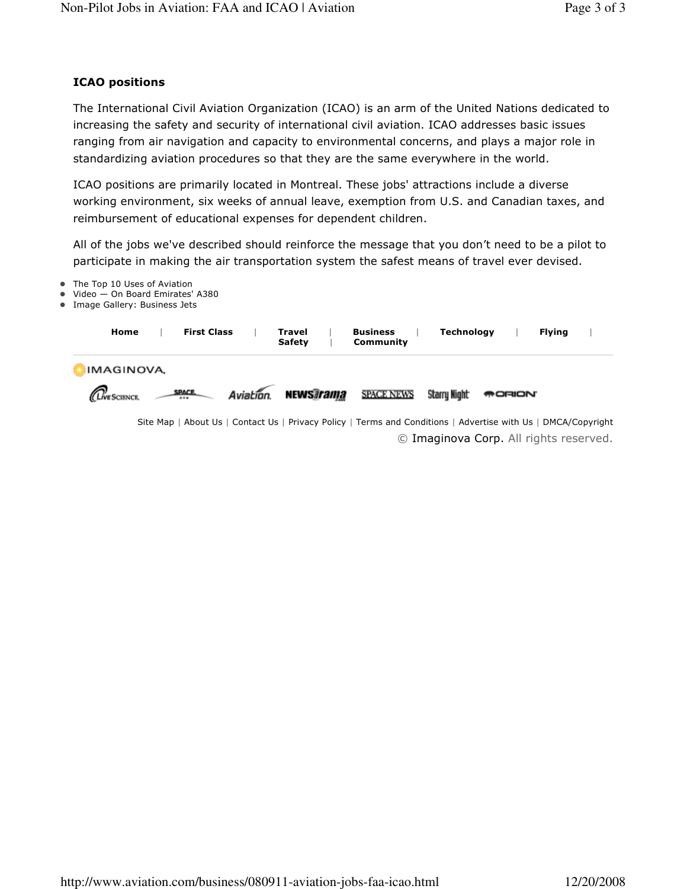### ICAO positions

The International Civil Aviation Organization (ICAO) is an arm of the United Nations dedicated to increasing the safety and security of international civil aviation. ICAO addresses basic issues ranging from air navigation and capacity to environmental concerns, and plays a major role in standardizing aviation procedures so that they are the same everywhere in the world.

ICAO positions are primarily located in Montreal. These jobs' attractions include a diverse working environment, six weeks of annual leave, exemption from U.S. and Canadian taxes, and reimbursement of educational expenses for dependent children.

All of the jobs we've described should reinforce the message that you don't need to be a pilot to participate in making the air transportation system the safest means of travel ever devised.

- The Top 10 Uses of Aviation
- Video — On Board Emirates' A380
- Image Gallery: Business Jets

Home | First Class | Travel Safety | Business Community | Technology | Flying |

IMAGINOVA

LiveScience | SPACE.com | Aviation | NEWSarama | SPACE NEWS | Starry Night | ORION

Site Map | About Us | Contact Us | Privacy Policy | Terms and Conditions | Advertise with Us | DMCA/Copyright

© Imaginova Corp. All rights reserved.